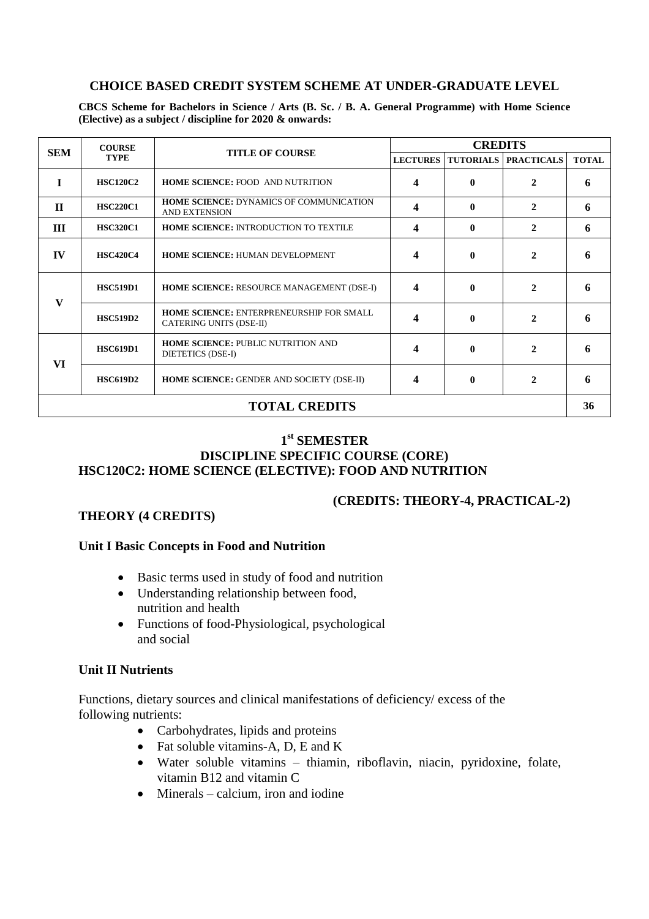## CHOICE BASED CREDIT SYSTEM SCHEME AT UNDER-GRADUATE LEVEL

**CBCS Scheme for Bachelors in Science / Arts (B. Sc. / B. A. General Programme) with Home Science (Elective) as a subject / discipline for 2020 & onwards:**

| SEM | COURSE TYPE | TITLE OF COURSE | CREDITS | | | |
|---|---|---|---|---|---|---|
| | | | LECTURES | TUTORIALS | PRACTICALS | TOTAL |
| I | HSC120C2 | **HOME SCIENCE:** FOOD AND NUTRITION | 4 | 0 | 2 | 6 |
| II | HSC220C1 | **HOME SCIENCE:** DYNAMICS OF COMMUNICATION AND EXTENSION | 4 | 0 | 2 | 6 |
| III | HSC320C1 | **HOME SCIENCE:** INTRODUCTION TO TEXTILE | 4 | 0 | 2 | 6 |
| IV | HSC420C4 | **HOME SCIENCE:** HUMAN DEVELOPMENT | 4 | 0 | 2 | 6 |
| V | HSC519D1 | **HOME SCIENCE:** RESOURCE MANAGEMENT (DSE-I) | 4 | 0 | 2 | 6 |
| | HSC519D2 | **HOME SCIENCE:** ENTERPRENEURSHIP FOR SMALL CATERING UNITS (DSE-II) | 4 | 0 | 2 | 6 |
| VI | HSC619D1 | **HOME SCIENCE:** PUBLIC NUTRITION AND DIETETICS (DSE-I) | 4 | 0 | 2 | 6 |
| | HSC619D2 | **HOME SCIENCE:** GENDER AND SOCIETY (DSE-II) | 4 | 0 | 2 | 6 |
| **TOTAL CREDITS** | | | | | | **36** |

## 1st SEMESTER
## DISCIPLINE SPECIFIC COURSE (CORE)
## HSC120C2: HOME SCIENCE (ELECTIVE): FOOD AND NUTRITION

**(CREDITS: THEORY-4, PRACTICAL-2)**

**THEORY (4 CREDITS)**

### Unit I Basic Concepts in Food and Nutrition

- Basic terms used in study of food and nutrition
- Understanding relationship between food, nutrition and health
- Functions of food-Physiological, psychological and social

### Unit II Nutrients

Functions, dietary sources and clinical manifestations of deficiency/ excess of the following nutrients:

- Carbohydrates, lipids and proteins
- Fat soluble vitamins-A, D, E and K
- Water soluble vitamins – thiamin, riboflavin, niacin, pyridoxine, folate, vitamin B12 and vitamin C
- Minerals – calcium, iron and iodine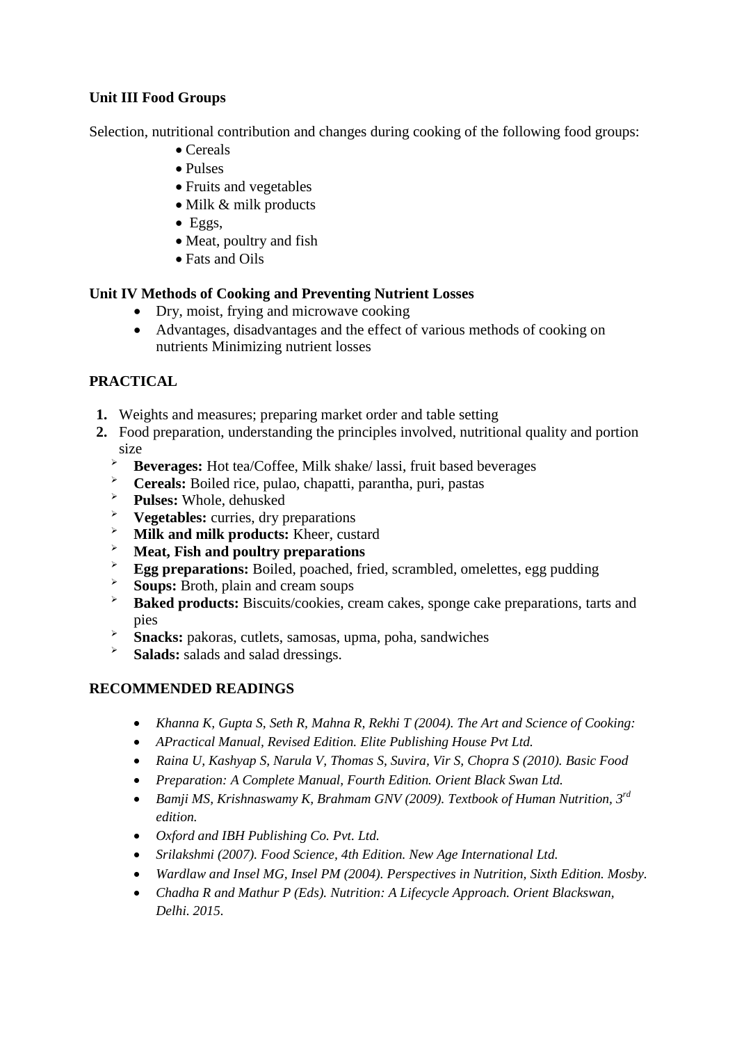**Unit III Food Groups**

Selection, nutritional contribution and changes during cooking of the following food groups:

- Cereals
- Pulses
- Fruits and vegetables
- Milk & milk products
- Eggs,
- Meat, poultry and fish
- Fats and Oils

**Unit IV Methods of Cooking and Preventing Nutrient Losses**

- Dry, moist, frying and microwave cooking
- Advantages, disadvantages and the effect of various methods of cooking on nutrients Minimizing nutrient losses

**PRACTICAL**

1. Weights and measures; preparing market order and table setting
2. Food preparation, understanding the principles involved, nutritional quality and portion size
   - **Beverages:** Hot tea/Coffee, Milk shake/ lassi, fruit based beverages
   - **Cereals:** Boiled rice, pulao, chapatti, parantha, puri, pastas
   - **Pulses:** Whole, dehusked
   - **Vegetables:** curries, dry preparations
   - **Milk and milk products:** Kheer, custard
   - **Meat, Fish and poultry preparations**
   - **Egg preparations:** Boiled, poached, fried, scrambled, omelettes, egg pudding
   - **Soups:** Broth, plain and cream soups
   - **Baked products:** Biscuits/cookies, cream cakes, sponge cake preparations, tarts and pies
   - **Snacks:** pakoras, cutlets, samosas, upma, poha, sandwiches
   - **Salads:** salads and salad dressings.

**RECOMMENDED READINGS**

- *Khanna K, Gupta S, Seth R, Mahna R, Rekhi T (2004). The Art and Science of Cooking:*
- *APractical Manual, Revised Edition. Elite Publishing House Pvt Ltd.*
- *Raina U, Kashyap S, Narula V, Thomas S, Suvira, Vir S, Chopra S (2010). Basic Food*
- *Preparation: A Complete Manual, Fourth Edition. Orient Black Swan Ltd.*
- *Bamji MS, Krishnaswamy K, Brahmam GNV (2009). Textbook of Human Nutrition, 3rd edition.*
- *Oxford and IBH Publishing Co. Pvt. Ltd.*
- *Srilakshmi (2007). Food Science, 4th Edition. New Age International Ltd.*
- *Wardlaw and Insel MG, Insel PM (2004). Perspectives in Nutrition, Sixth Edition. Mosby.*
- *Chadha R and Mathur P (Eds). Nutrition: A Lifecycle Approach. Orient Blackswan, Delhi. 2015.*